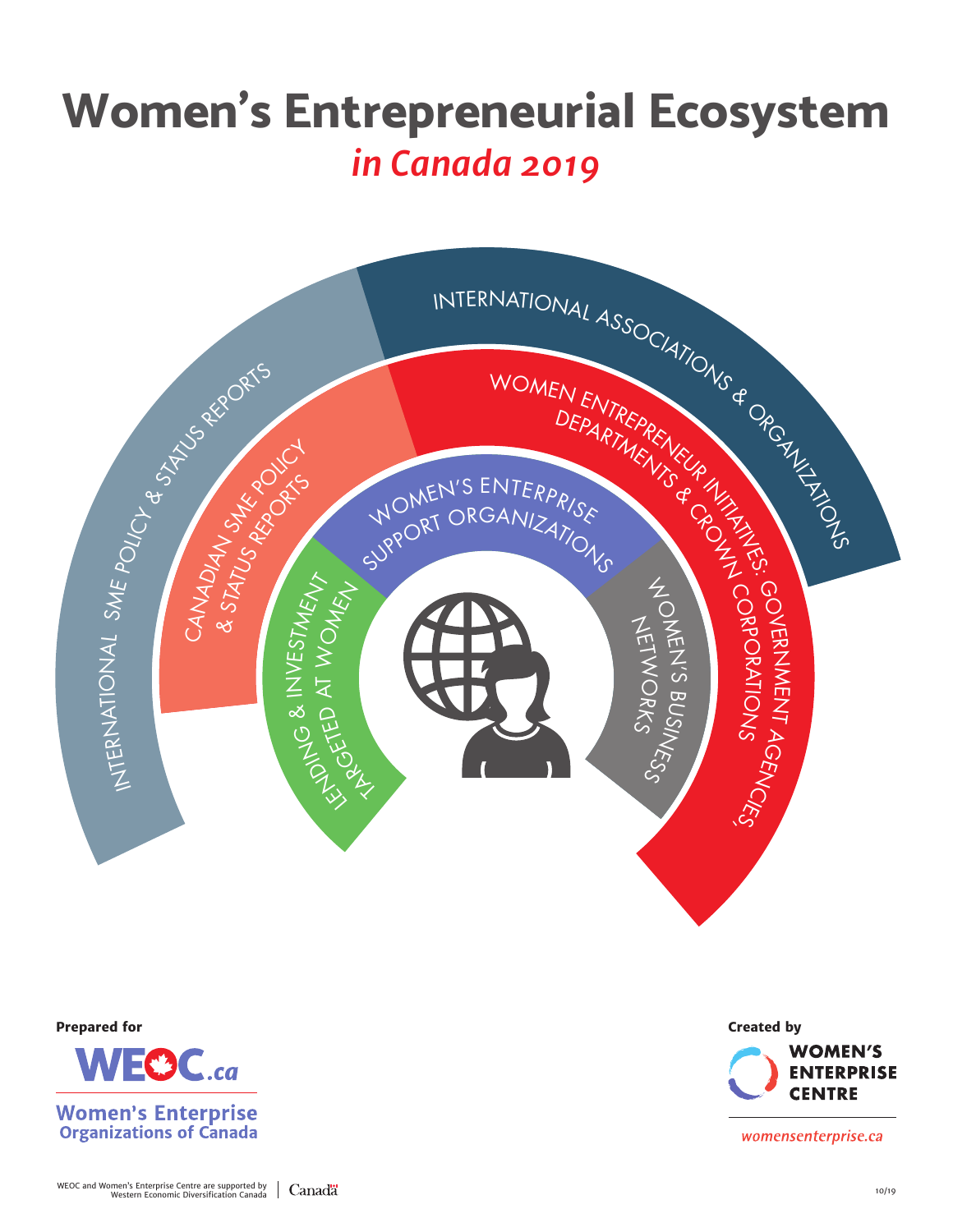# Women's Entrepreneurial Ecosystem

## *in Canada 2019*

INTERNATIONAL ASSOCIATIONS & ORGANIZATIONS

INTERNATIONAL SME POLICY & STATUS REPORTS

WOMEN ENTREPRENEUR INITIATIVES: GOVERNMENT AGENCIES, DEPARTMENTS & CROWN CORPORATIONS

CANADIAN SME POLICY & STATUS REPORTS

WOMEN'S ENTERPRISE SUPPORT ORGANIZATIONS

LENDING & INVESTMENT TARGETED AT WOMEN

WOMEN'S BUSINESS NETWORKS

**Prepared for**

WEOC.ca

**Women's Enterprise Organizations of Canada**

**Created by**

**WOMEN'S ENTERPRISE CENTRE**

*womensenterprise.ca*

WEOC and Women's Enterprise Centre are supported by Western Economic Diversification Canada | Canada

10/19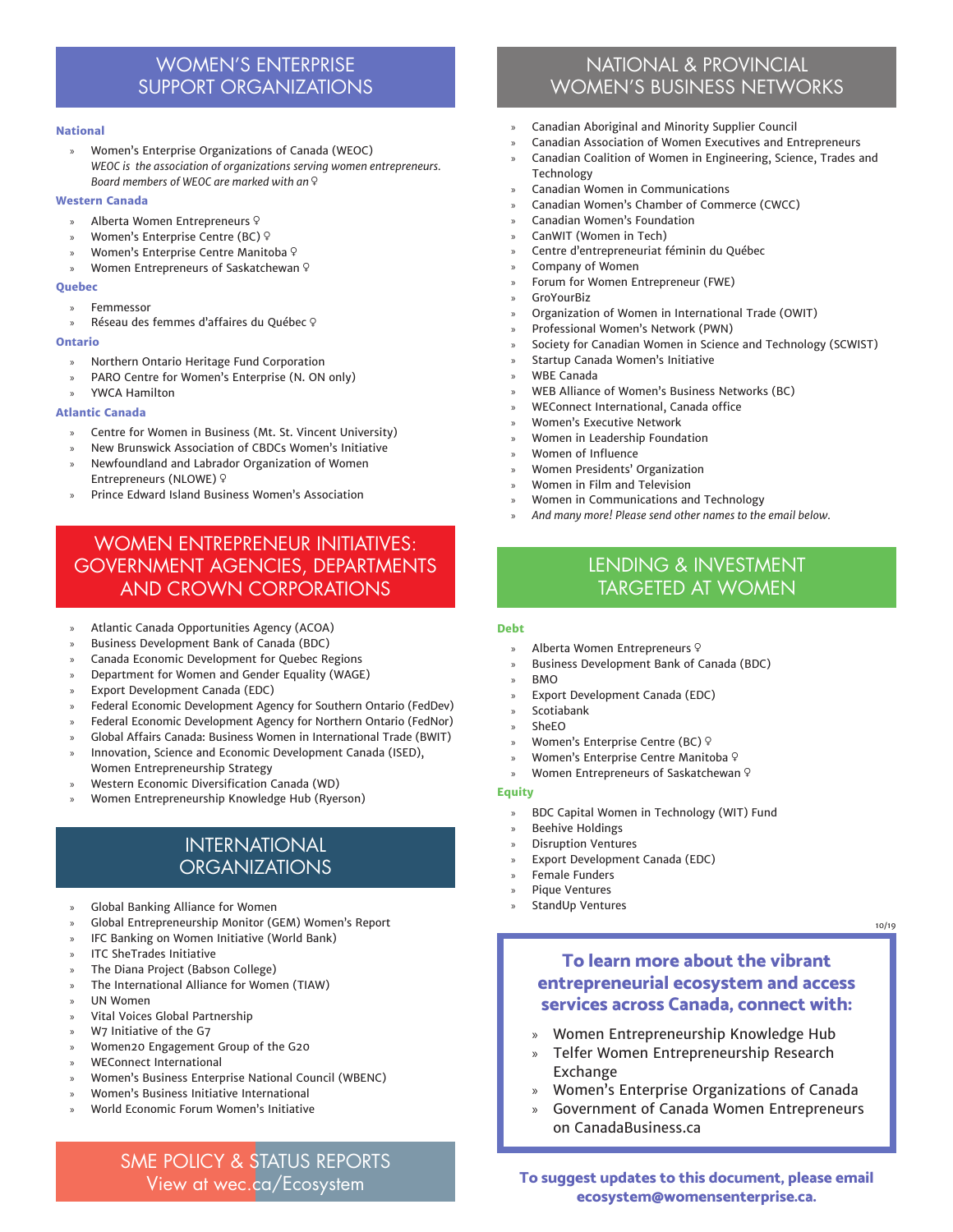## WOMEN'S ENTERPRISE SUPPORT ORGANIZATIONS

**National**

- Women's Enterprise Organizations of Canada (WEOC)
  *WEOC is the association of organizations serving women entrepreneurs. Board members of WEOC are marked with an ♀*

**Western Canada**

- Alberta Women Entrepreneurs ♀
- Women's Enterprise Centre (BC) ♀
- Women's Enterprise Centre Manitoba ♀
- Women Entrepreneurs of Saskatchewan ♀

**Quebec**

- Femmessor
- Réseau des femmes d'affaires du Québec ♀

**Ontario**

- Northern Ontario Heritage Fund Corporation
- PARO Centre for Women's Enterprise (N. ON only)
- YWCA Hamilton

**Atlantic Canada**

- Centre for Women in Business (Mt. St. Vincent University)
- New Brunswick Association of CBDCs Women's Initiative
- Newfoundland and Labrador Organization of Women Entrepreneurs (NLOWE) ♀
- Prince Edward Island Business Women's Association

## WOMEN ENTREPRENEUR INITIATIVES: GOVERNMENT AGENCIES, DEPARTMENTS AND CROWN CORPORATIONS

- Atlantic Canada Opportunities Agency (ACOA)
- Business Development Bank of Canada (BDC)
- Canada Economic Development for Quebec Regions
- Department for Women and Gender Equality (WAGE)
- Export Development Canada (EDC)
- Federal Economic Development Agency for Southern Ontario (FedDev)
- Federal Economic Development Agency for Northern Ontario (FedNor)
- Global Affairs Canada: Business Women in International Trade (BWIT)
- Innovation, Science and Economic Development Canada (ISED), Women Entrepreneurship Strategy
- Western Economic Diversification Canada (WD)
- Women Entrepreneurship Knowledge Hub (Ryerson)

## INTERNATIONAL ORGANIZATIONS

- Global Banking Alliance for Women
- Global Entrepreneurship Monitor (GEM) Women's Report
- IFC Banking on Women Initiative (World Bank)
- ITC SheTrades Initiative
- The Diana Project (Babson College)
- The International Alliance for Women (TIAW)
- UN Women
- Vital Voices Global Partnership
- W7 Initiative of the G7
- Women20 Engagement Group of the G20
- WEConnect International
- Women's Business Enterprise National Council (WBENC)
- Women's Business Initiative International
- World Economic Forum Women's Initiative

## SME POLICY & STATUS REPORTS

View at wec.ca/Ecosystem

## NATIONAL & PROVINCIAL WOMEN'S BUSINESS NETWORKS

- Canadian Aboriginal and Minority Supplier Council
- Canadian Association of Women Executives and Entrepreneurs
- Canadian Coalition of Women in Engineering, Science, Trades and Technology
- Canadian Women in Communications
- Canadian Women's Chamber of Commerce (CWCC)
- Canadian Women's Foundation
- CanWIT (Women in Tech)
- Centre d'entrepreneuriat féminin du Québec
- Company of Women
- Forum for Women Entrepreneur (FWE)
- GroYourBiz
- Organization of Women in International Trade (OWIT)
- Professional Women's Network (PWN)
- Society for Canadian Women in Science and Technology (SCWIST)
- Startup Canada Women's Initiative
- WBE Canada
- WEB Alliance of Women's Business Networks (BC)
- WEConnect International, Canada office
- Women's Executive Network
- Women in Leadership Foundation
- Women of Influence
- Women Presidents' Organization
- Women in Film and Television
- Women in Communications and Technology
- *And many more! Please send other names to the email below.*

## LENDING & INVESTMENT TARGETED AT WOMEN

**Debt**

- Alberta Women Entrepreneurs ♀
- Business Development Bank of Canada (BDC)
- BMO
- Export Development Canada (EDC)
- Scotiabank
- SheEO
- Women's Enterprise Centre (BC) ♀
- Women's Enterprise Centre Manitoba ♀
- Women Entrepreneurs of Saskatchewan ♀

**Equity**

- BDC Capital Women in Technology (WIT) Fund
- Beehive Holdings
- Disruption Ventures
- Export Development Canada (EDC)
- Female Funders
- Pique Ventures
- StandUp Ventures

10/19

### To learn more about the vibrant entrepreneurial ecosystem and access services across Canada, connect with:

- Women Entrepreneurship Knowledge Hub
- Telfer Women Entrepreneurship Research Exchange
- Women's Enterprise Organizations of Canada
- Government of Canada Women Entrepreneurs on CanadaBusiness.ca

**To suggest updates to this document, please email ecosystem@womensenterprise.ca.**